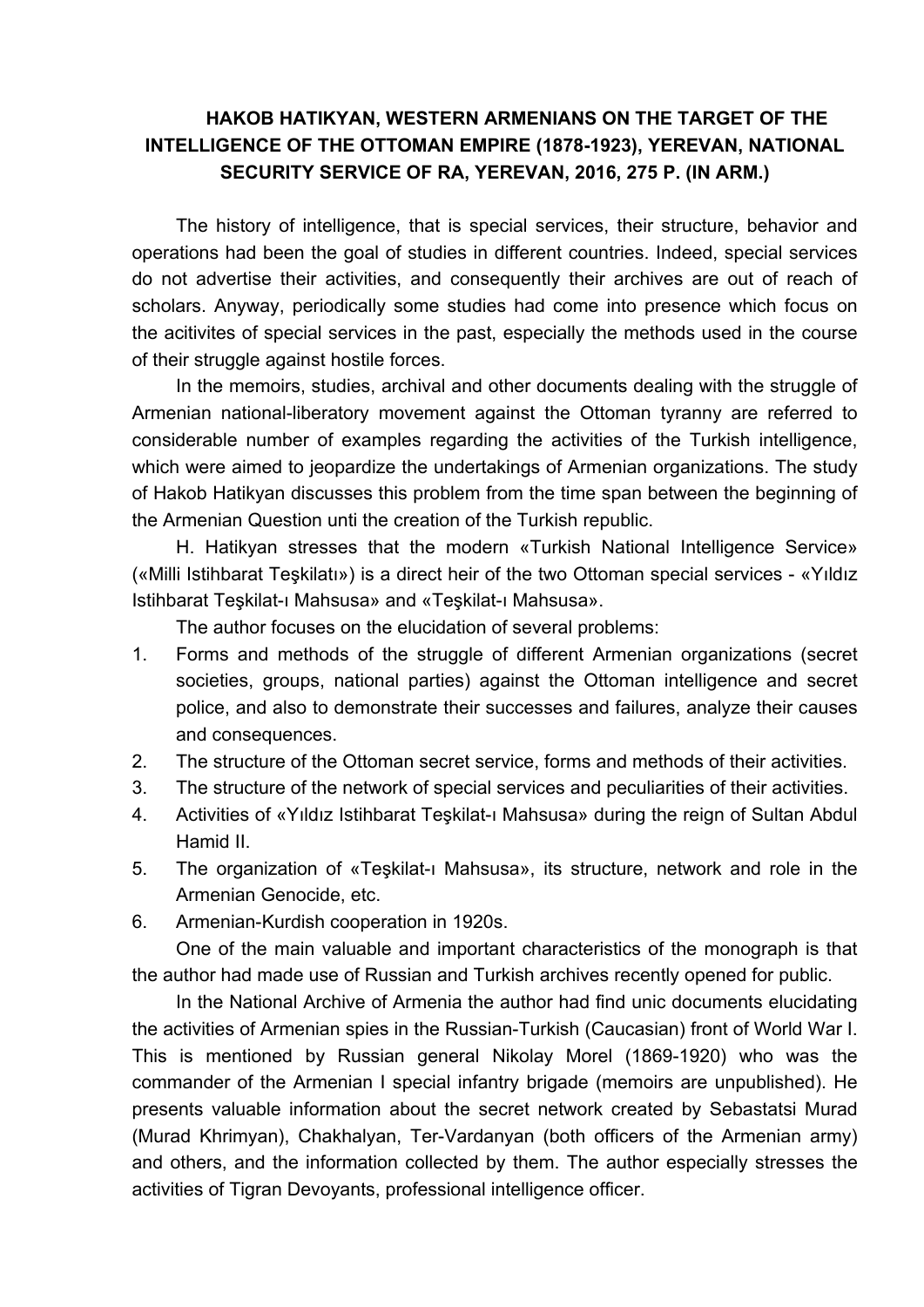# HAKOB HATIKYAN, WESTERN ARMENIANS ON THE TARGET OF THE INTELLIGENCE OF THE OTTOMAN EMPIRE (1878-1923), YEREVAN, NATIONAL SECURITY SERVICE OF RA, YEREVAN, 2016, 275 P. (IN ARM.)

The history of intelligence, that is special services, their structure, behavior and operations had been the goal of studies in different countries. Indeed, special services do not advertise their activities, and consequently their archives are out of reach of scholars. Anyway, periodically some studies had come into presence which focus on the acitivites of special services in the past, especially the methods used in the course of their struggle against hostile forces.

In the memoirs, studies, archival and other documents dealing with the struggle of Armenian national-liberatory movement against the Ottoman tyranny are referred to considerable number of examples regarding the activities of the Turkish intelligence, which were aimed to jeopardize the undertakings of Armenian organizations. The study of Hakob Hatikyan discusses this problem from the time span between the beginning of the Armenian Question unti the creation of the Turkish republic.

H. Hatikyan stresses that the modern «Turkish National Intelligence Service» («Milli Istihbarat Teşkilatı») is a direct heir of the two Ottoman special services - «Yıldız Istihbarat Teşkilat-ı Mahsusa» and «Teşkilat-ı Mahsusa».

The author focuses on the elucidation of several problems:

1. Forms and methods of the struggle of different Armenian organizations (secret societies, groups, national parties) against the Ottoman intelligence and secret police, and also to demonstrate their successes and failures, analyze their causes and consequences.
2. The structure of the Ottoman secret service, forms and methods of their activities.
3. The structure of the network of special services and peculiarities of their activities.
4. Activities of «Yıldız Istihbarat Teşkilat-ı Mahsusa» during the reign of Sultan Abdul Hamid II.
5. The organization of «Teşkilat-ı Mahsusa», its structure, network and role in the Armenian Genocide, etc.
6. Armenian-Kurdish cooperation in 1920s.

One of the main valuable and important characteristics of the monograph is that the author had made use of Russian and Turkish archives recently opened for public.

In the National Archive of Armenia the author had find unic documents elucidating the activities of Armenian spies in the Russian-Turkish (Caucasian) front of World War I. This is mentioned by Russian general Nikolay Morel (1869-1920) who was the commander of the Armenian I special infantry brigade (memoirs are unpublished). He presents valuable information about the secret network created by Sebastatsi Murad (Murad Khrimyan), Chakhalyan, Ter-Vardanyan (both officers of the Armenian army) and others, and the information collected by them. The author especially stresses the activities of Tigran Devoyants, professional intelligence officer.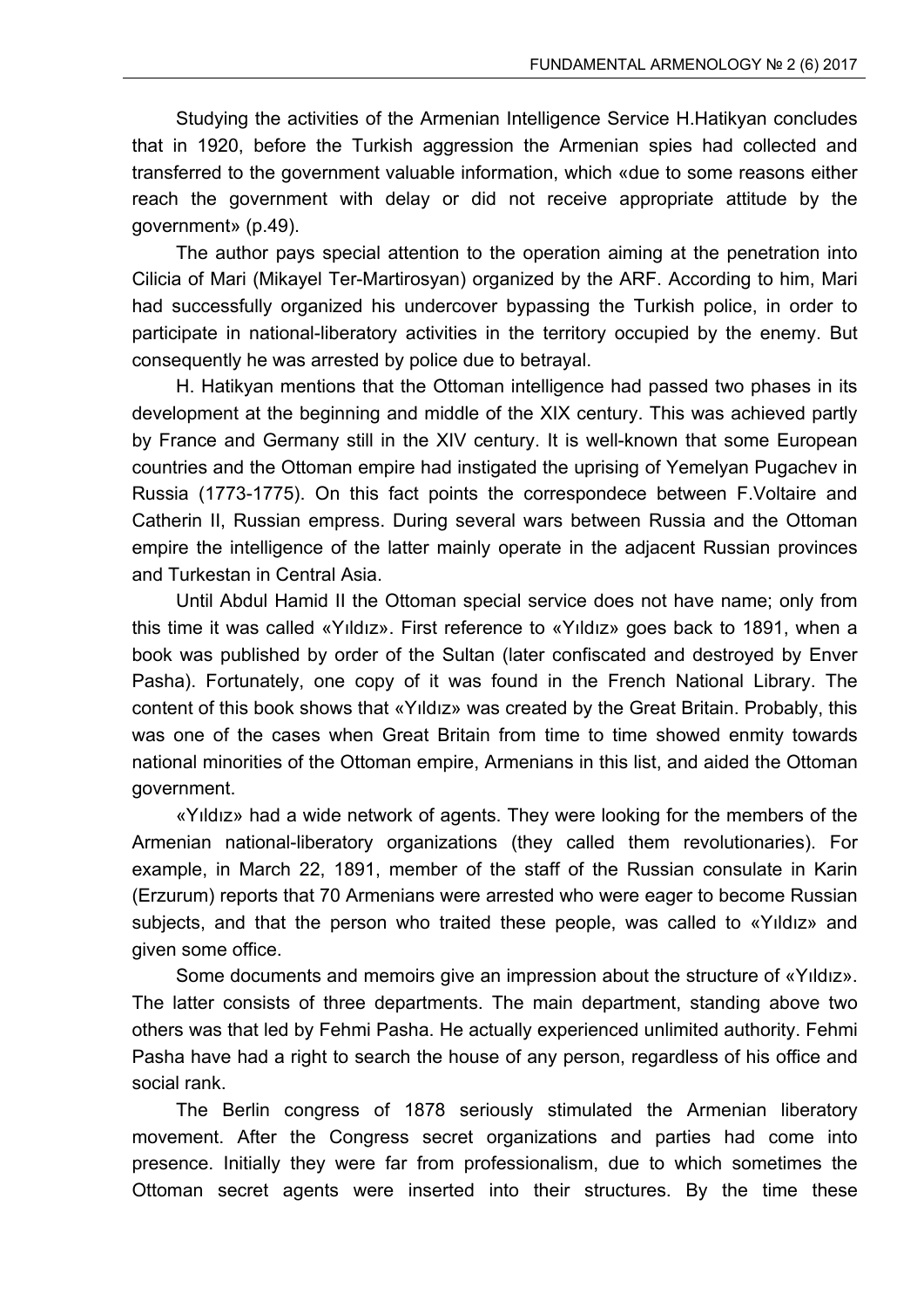Studying the activities of the Armenian Intelligence Service H.Hatikyan concludes that in 1920, before the Turkish aggression the Armenian spies had collected and transferred to the government valuable information, which «due to some reasons either reach the government with delay or did not receive appropriate attitude by the government» (p.49).

The author pays special attention to the operation aiming at the penetration into Cilicia of Mari (Mikayel Ter-Martirosyan) organized by the ARF. According to him, Mari had successfully organized his undercover bypassing the Turkish police, in order to participate in national-liberatory activities in the territory occupied by the enemy. But consequently he was arrested by police due to betrayal.

H. Hatikyan mentions that the Ottoman intelligence had passed two phases in its development at the beginning and middle of the XIX century. This was achieved partly by France and Germany still in the XIV century. It is well-known that some European countries and the Ottoman empire had instigated the uprising of Yemelyan Pugachev in Russia (1773-1775). On this fact points the correspondece between F.Voltaire and Catherin II, Russian empress. During several wars between Russia and the Ottoman empire the intelligence of the latter mainly operate in the adjacent Russian provinces and Turkestan in Central Asia.

Until Abdul Hamid II the Ottoman special service does not have name; only from this time it was called «Yıldız». First reference to «Yıldız» goes back to 1891, when a book was published by order of the Sultan (later confiscated and destroyed by Enver Pasha). Fortunately, one copy of it was found in the French National Library. The content of this book shows that «Yıldız» was created by the Great Britain. Probably, this was one of the cases when Great Britain from time to time showed enmity towards national minorities of the Ottoman empire, Armenians in this list, and aided the Ottoman government.

«Yıldız» had a wide network of agents. They were looking for the members of the Armenian national-liberatory organizations (they called them revolutionaries). For example, in March 22, 1891, member of the staff of the Russian consulate in Karin (Erzurum) reports that 70 Armenians were arrested who were eager to become Russian subjects, and that the person who traited these people, was called to «Yıldız» and given some office.

Some documents and memoirs give an impression about the structure of «Yıldız». The latter consists of three departments. The main department, standing above two others was that led by Fehmi Pasha. He actually experienced unlimited authority. Fehmi Pasha have had a right to search the house of any person, regardless of his office and social rank.

The Berlin congress of 1878 seriously stimulated the Armenian liberatory movement. After the Congress secret organizations and parties had come into presence. Initially they were far from professionalism, due to which sometimes the Ottoman secret agents were inserted into their structures. By the time these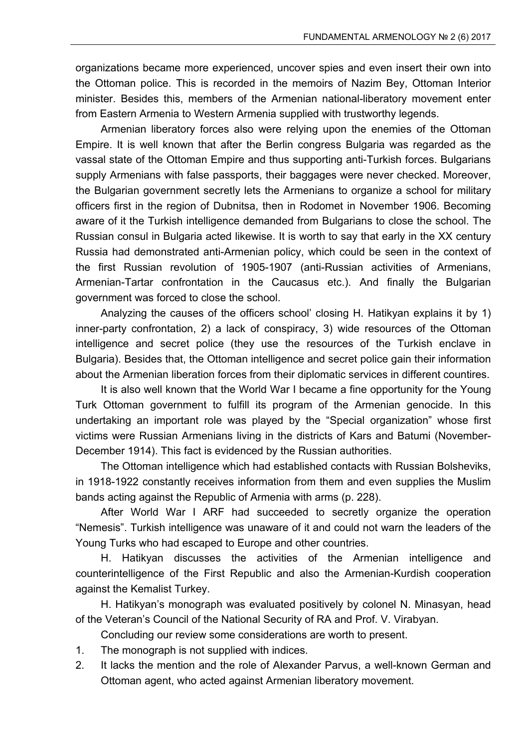organizations became more experienced, uncover spies and even insert their own into the Ottoman police. This is recorded in the memoirs of Nazim Bey, Ottoman Interior minister. Besides this, members of the Armenian national-liberatory movement enter from Eastern Armenia to Western Armenia supplied with trustworthy legends.

Armenian liberatory forces also were relying upon the enemies of the Ottoman Empire. It is well known that after the Berlin congress Bulgaria was regarded as the vassal state of the Ottoman Empire and thus supporting anti-Turkish forces. Bulgarians supply Armenians with false passports, their baggages were never checked. Moreover, the Bulgarian government secretly lets the Armenians to organize a school for military officers first in the region of Dubnitsa, then in Rodomet in November 1906. Becoming aware of it the Turkish intelligence demanded from Bulgarians to close the school. The Russian consul in Bulgaria acted likewise. It is worth to say that early in the XX century Russia had demonstrated anti-Armenian policy, which could be seen in the context of the first Russian revolution of 1905-1907 (anti-Russian activities of Armenians, Armenian-Tartar confrontation in the Caucasus etc.). And finally the Bulgarian government was forced to close the school.

Analyzing the causes of the officers school' closing H. Hatikyan explains it by 1) inner-party confrontation, 2) a lack of conspiracy, 3) wide resources of the Ottoman intelligence and secret police (they use the resources of the Turkish enclave in Bulgaria). Besides that, the Ottoman intelligence and secret police gain their information about the Armenian liberation forces from their diplomatic services in different countires.

It is also well known that the World War I became a fine opportunity for the Young Turk Ottoman government to fulfill its program of the Armenian genocide. In this undertaking an important role was played by the "Special organization" whose first victims were Russian Armenians living in the districts of Kars and Batumi (November-December 1914). This fact is evidenced by the Russian authorities.

The Ottoman intelligence which had established contacts with Russian Bolsheviks, in 1918-1922 constantly receives information from them and even supplies the Muslim bands acting against the Republic of Armenia with arms (p. 228).

After World War I ARF had succeeded to secretly organize the operation "Nemesis". Turkish intelligence was unaware of it and could not warn the leaders of the Young Turks who had escaped to Europe and other countries.

H. Hatikyan discusses the activities of the Armenian intelligence and counterintelligence of the First Republic and also the Armenian-Kurdish cooperation against the Kemalist Turkey.

H. Hatikyan's monograph was evaluated positively by colonel N. Minasyan, head of the Veteran's Council of the National Security of RA and Prof. V. Virabyan.

Concluding our review some considerations are worth to present.

1. The monograph is not supplied with indices.
2. It lacks the mention and the role of Alexander Parvus, a well-known German and Ottoman agent, who acted against Armenian liberatory movement.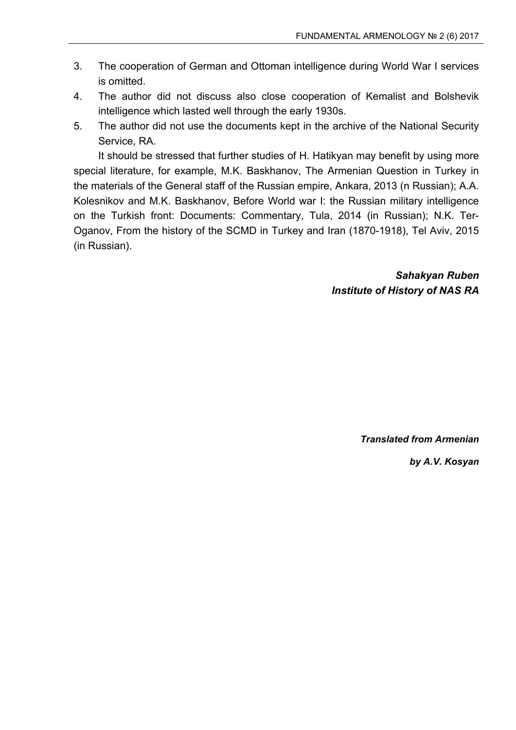3. The cooperation of German and Ottoman intelligence during World War I services is omitted.
4. The author did not discuss also close cooperation of Kemalist and Bolshevik intelligence which lasted well through the early 1930s.
5. The author did not use the documents kept in the archive of the National Security Service, RA.

It should be stressed that further studies of H. Hatikyan may benefit by using more special literature, for example, M.K. Baskhanov, The Armenian Question in Turkey in the materials of the General staff of the Russian empire, Ankara, 2013 (n Russian); A.A. Kolesnikov and M.K. Baskhanov, Before World war I: the Russian military intelligence on the Turkish front: Documents: Commentary, Tula, 2014 (in Russian); N.K. Ter-Oganov, From the history of the SCMD in Turkey and Iran (1870-1918), Tel Aviv, 2015 (in Russian).

***Sahakyan Ruben***
***Institute of History of NAS RA***

***Translated from Armenian***

***by A.V. Kosyan***